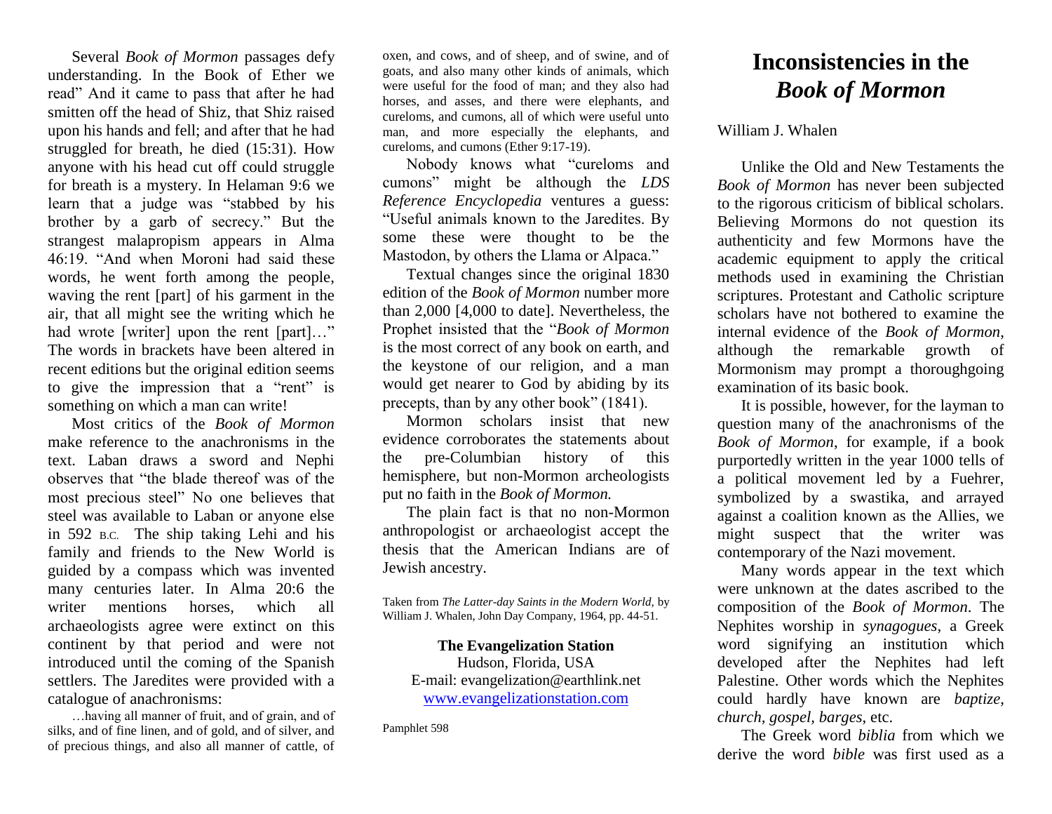Several *Book of Mormon* passages defy understanding. In the Book of Ether we read" And it came to pass that after he had smitten off the head of Shiz, that Shiz raised upon his hands and fell; and after that he had struggled for breath, he died (15:31). How anyone with his head cut off could struggle for breath is a mystery. In Helaman 9:6 we learn that a judge was "stabbed by his brother by a garb of secrecy." But the strangest malapropism appears in Alma 46:19. "And when Moroni had said these words, he went forth among the people, waving the rent [part] of his garment in the air, that all might see the writing which he had wrote [writer] upon the rent [part]…" The words in brackets have been altered in recent editions but the original edition seems to give the impression that a "rent" is something on which a man can write!

Most critics of the *Book of Mormon* make reference to the anachronisms in the text. Laban draws a sword and Nephi observes that "the blade thereof was of the most precious steel" No one believes that steel was available to Laban or anyone else in 592 B.C. The ship taking Lehi and his family and friends to the New World is guided by a compass which was invented many centuries later. In Alma 20:6 the writer mentions horses, which all archaeologists agree were extinct on this continent by that period and were not introduced until the coming of the Spanish settlers. The Jaredites were provided with a catalogue of anachronisms:

> …having all manner of fruit, and of grain, and of silks, and of fine linen, and of gold, and of silver, and of precious things, and also all manner of cattle, of oxen, and cows, and of sheep, and of swine, and of goats, and also many other kinds of animals, which were useful for the food of man; and they also had horses, and asses, and there were elephants, and cureloms, and cumons, all of which were useful unto man, and more especially the elephants, and cureloms, and cumons (Ether 9:17-19).

Nobody knows what "cureloms and cumons" might be although the *LDS Reference Encyclopedia* ventures a guess: "Useful animals known to the Jaredites. By some these were thought to be the Mastodon, by others the Llama or Alpaca."

Textual changes since the original 1830 edition of the *Book of Mormon* number more than 2,000 [4,000 to date]. Nevertheless, the Prophet insisted that the "*Book of Mormon* is the most correct of any book on earth, and the keystone of our religion, and a man would get nearer to God by abiding by its precepts, than by any other book" (1841).

Mormon scholars insist that new evidence corroborates the statements about the pre-Columbian history of this hemisphere, but non-Mormon archeologists put no faith in the *Book of Mormon.*

The plain fact is that no non-Mormon anthropologist or archaeologist accept the thesis that the American Indians are of Jewish ancestry.

Taken from *The Latter-day Saints in the Modern World,* by William J. Whalen, John Day Company, 1964, pp. 44-51.

**The Evangelization Station**
Hudson, Florida, USA
E-mail: evangelization@earthlink.net
www.evangelizationstation.com

Pamphlet 598

# Inconsistencies in the *Book of Mormon*

William J. Whalen

Unlike the Old and New Testaments the *Book of Mormon* has never been subjected to the rigorous criticism of biblical scholars. Believing Mormons do not question its authenticity and few Mormons have the academic equipment to apply the critical methods used in examining the Christian scriptures. Protestant and Catholic scripture scholars have not bothered to examine the internal evidence of the *Book of Mormon*, although the remarkable growth of Mormonism may prompt a thoroughgoing examination of its basic book.

It is possible, however, for the layman to question many of the anachronisms of the *Book of Mormon*, for example, if a book purportedly written in the year 1000 tells of a political movement led by a Fuehrer, symbolized by a swastika, and arrayed against a coalition known as the Allies, we might suspect that the writer was contemporary of the Nazi movement.

Many words appear in the text which were unknown at the dates ascribed to the composition of the *Book of Mormon*. The Nephites worship in *synagogues*, a Greek word signifying an institution which developed after the Nephites had left Palestine. Other words which the Nephites could hardly have known are *baptize, church, gospel, barges*, etc.

The Greek word *biblia* from which we derive the word *bible* was first used as a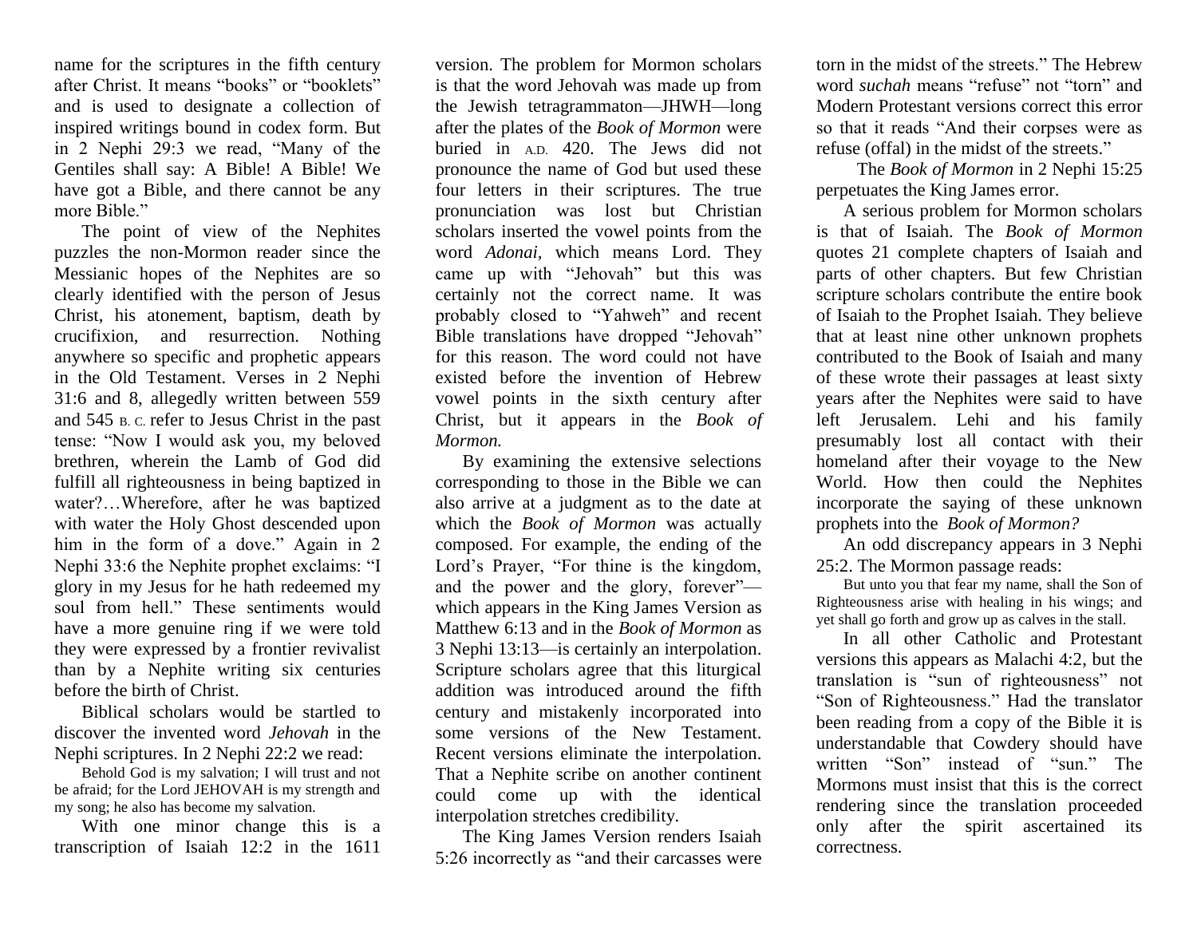name for the scriptures in the fifth century after Christ. It means "books" or "booklets" and is used to designate a collection of inspired writings bound in codex form. But in 2 Nephi 29:3 we read, "Many of the Gentiles shall say: A Bible! A Bible! We have got a Bible, and there cannot be any more Bible."

The point of view of the Nephites puzzles the non-Mormon reader since the Messianic hopes of the Nephites are so clearly identified with the person of Jesus Christ, his atonement, baptism, death by crucifixion, and resurrection. Nothing anywhere so specific and prophetic appears in the Old Testament. Verses in 2 Nephi 31:6 and 8, allegedly written between 559 and 545 B. C. refer to Jesus Christ in the past tense: "Now I would ask you, my beloved brethren, wherein the Lamb of God did fulfill all righteousness in being baptized in water?…Wherefore, after he was baptized with water the Holy Ghost descended upon him in the form of a dove." Again in 2 Nephi 33:6 the Nephite prophet exclaims: "I glory in my Jesus for he hath redeemed my soul from hell." These sentiments would have a more genuine ring if we were told they were expressed by a frontier revivalist than by a Nephite writing six centuries before the birth of Christ.

Biblical scholars would be startled to discover the invented word *Jehovah* in the Nephi scriptures. In 2 Nephi 22:2 we read:

> Behold God is my salvation; I will trust and not be afraid; for the Lord JEHOVAH is my strength and my song; he also has become my salvation.

With one minor change this is a transcription of Isaiah 12:2 in the 1611 version. The problem for Mormon scholars is that the word Jehovah was made up from the Jewish tetragrammaton—JHWH—long after the plates of the *Book of Mormon* were buried in A.D. 420. The Jews did not pronounce the name of God but used these four letters in their scriptures. The true pronunciation was lost but Christian scholars inserted the vowel points from the word *Adonai,* which means Lord. They came up with "Jehovah" but this was certainly not the correct name. It was probably closed to "Yahweh" and recent Bible translations have dropped "Jehovah" for this reason. The word could not have existed before the invention of Hebrew vowel points in the sixth century after Christ, but it appears in the *Book of Mormon.*

By examining the extensive selections corresponding to those in the Bible we can also arrive at a judgment as to the date at which the *Book of Mormon* was actually composed. For example, the ending of the Lord's Prayer, "For thine is the kingdom, and the power and the glory, forever"—which appears in the King James Version as Matthew 6:13 and in the *Book of Mormon* as 3 Nephi 13:13—is certainly an interpolation. Scripture scholars agree that this liturgical addition was introduced around the fifth century and mistakenly incorporated into some versions of the New Testament. Recent versions eliminate the interpolation. That a Nephite scribe on another continent could come up with the identical interpolation stretches credibility.

The King James Version renders Isaiah 5:26 incorrectly as "and their carcasses were torn in the midst of the streets." The Hebrew word *suchah* means "refuse" not "torn" and Modern Protestant versions correct this error so that it reads "And their corpses were as refuse (offal) in the midst of the streets."

The *Book of Mormon* in 2 Nephi 15:25 perpetuates the King James error.

A serious problem for Mormon scholars is that of Isaiah. The *Book of Mormon* quotes 21 complete chapters of Isaiah and parts of other chapters. But few Christian scripture scholars contribute the entire book of Isaiah to the Prophet Isaiah. They believe that at least nine other unknown prophets contributed to the Book of Isaiah and many of these wrote their passages at least sixty years after the Nephites were said to have left Jerusalem. Lehi and his family presumably lost all contact with their homeland after their voyage to the New World. How then could the Nephites incorporate the saying of these unknown prophets into the *Book of Mormon?*

An odd discrepancy appears in 3 Nephi 25:2. The Mormon passage reads:

> But unto you that fear my name, shall the Son of Righteousness arise with healing in his wings; and yet shall go forth and grow up as calves in the stall.

In all other Catholic and Protestant versions this appears as Malachi 4:2, but the translation is "sun of righteousness" not "Son of Righteousness." Had the translator been reading from a copy of the Bible it is understandable that Cowdery should have written "Son" instead of "sun." The Mormons must insist that this is the correct rendering since the translation proceeded only after the spirit ascertained its correctness.